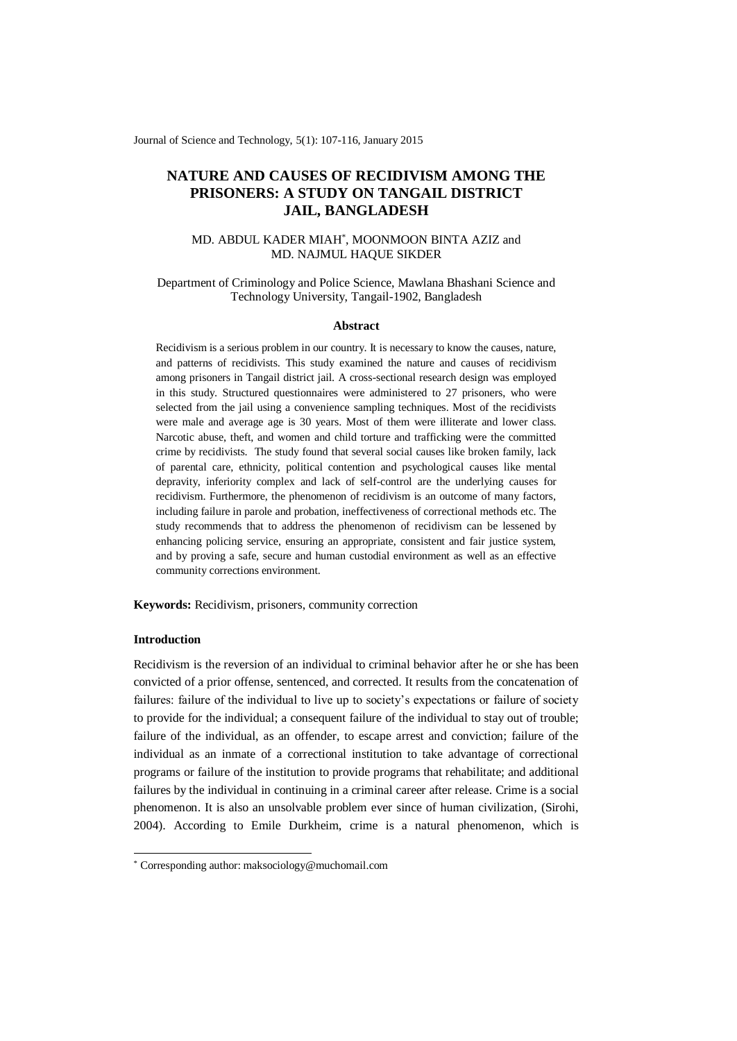# NATURE AND CAUSES OF RECIDIVISM AMONG THE PRISONERS: A STUDY ON TANGAIL DISTRICT JAIL, BANGLADESH

MD. ABDUL KADER MIAH[*], MOONMOON BINTA AZIZ and MD. NAJMUL HAQUE SIKDER

Department of Criminology and Police Science, Mawlana Bhashani Science and Technology University, Tangail-1902, Bangladesh

## Abstract

Recidivism is a serious problem in our country. It is necessary to know the causes, nature, and patterns of recidivists. This study examined the nature and causes of recidivism among prisoners in Tangail district jail. A cross-sectional research design was employed in this study. Structured questionnaires were administered to 27 prisoners, who were selected from the jail using a convenience sampling techniques. Most of the recidivists were male and average age is 30 years. Most of them were illiterate and lower class. Narcotic abuse, theft, and women and child torture and trafficking were the committed crime by recidivists. The study found that several social causes like broken family, lack of parental care, ethnicity, political contention and psychological causes like mental depravity, inferiority complex and lack of self-control are the underlying causes for recidivism. Furthermore, the phenomenon of recidivism is an outcome of many factors, including failure in parole and probation, ineffectiveness of correctional methods etc. The study recommends that to address the phenomenon of recidivism can be lessened by enhancing policing service, ensuring an appropriate, consistent and fair justice system, and by proving a safe, secure and human custodial environment as well as an effective community corrections environment.

**Keywords:** Recidivism, prisoners, community correction

## Introduction

Recidivism is the reversion of an individual to criminal behavior after he or she has been convicted of a prior offense, sentenced, and corrected. It results from the concatenation of failures: failure of the individual to live up to society's expectations or failure of society to provide for the individual; a consequent failure of the individual to stay out of trouble; failure of the individual, as an offender, to escape arrest and conviction; failure of the individual as an inmate of a correctional institution to take advantage of correctional programs or failure of the institution to provide programs that rehabilitate; and additional failures by the individual in continuing in a criminal career after release. Crime is a social phenomenon. It is also an unsolvable problem ever since of human civilization, (Sirohi, 2004). According to Emile Durkheim, crime is a natural phenomenon, which is

---

[*] Corresponding author: maksociology@muchomail.com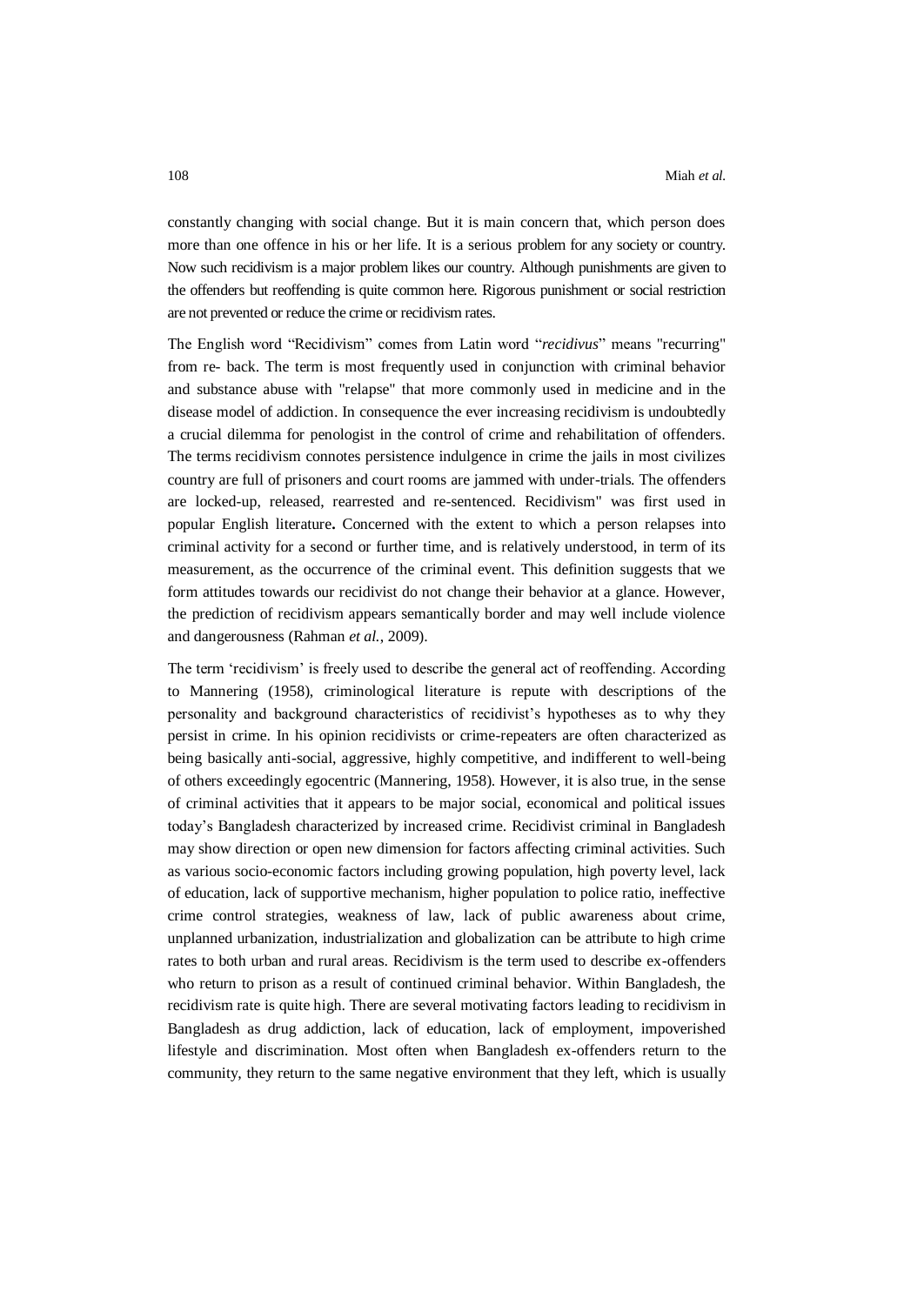constantly changing with social change. But it is main concern that, which person does more than one offence in his or her life. It is a serious problem for any society or country. Now such recidivism is a major problem likes our country. Although punishments are given to the offenders but reoffending is quite common here. Rigorous punishment or social restriction are not prevented or reduce the crime or recidivism rates.

The English word "Recidivism" comes from Latin word "*recidivus*" means "recurring" from re- back. The term is most frequently used in conjunction with criminal behavior and substance abuse with "relapse" that more commonly used in medicine and in the disease model of addiction. In consequence the ever increasing recidivism is undoubtedly a crucial dilemma for penologist in the control of crime and rehabilitation of offenders. The terms recidivism connotes persistence indulgence in crime the jails in most civilizes country are full of prisoners and court rooms are jammed with under-trials. The offenders are locked-up, released, rearrested and re-sentenced. Recidivism" was first used in popular English literature**.** Concerned with the extent to which a person relapses into criminal activity for a second or further time, and is relatively understood, in term of its measurement, as the occurrence of the criminal event. This definition suggests that we form attitudes towards our recidivist do not change their behavior at a glance. However, the prediction of recidivism appears semantically border and may well include violence and dangerousness (Rahman *et al.*, 2009).

The term 'recidivism' is freely used to describe the general act of reoffending. According to Mannering (1958), criminological literature is repute with descriptions of the personality and background characteristics of recidivist's hypotheses as to why they persist in crime. In his opinion recidivists or crime-repeaters are often characterized as being basically anti-social, aggressive, highly competitive, and indifferent to well-being of others exceedingly egocentric (Mannering, 1958). However, it is also true, in the sense of criminal activities that it appears to be major social, economical and political issues today's Bangladesh characterized by increased crime. Recidivist criminal in Bangladesh may show direction or open new dimension for factors affecting criminal activities. Such as various socio-economic factors including growing population, high poverty level, lack of education, lack of supportive mechanism, higher population to police ratio, ineffective crime control strategies, weakness of law, lack of public awareness about crime, unplanned urbanization, industrialization and globalization can be attribute to high crime rates to both urban and rural areas. Recidivism is the term used to describe ex-offenders who return to prison as a result of continued criminal behavior. Within Bangladesh, the recidivism rate is quite high. There are several motivating factors leading to recidivism in Bangladesh as drug addiction, lack of education, lack of employment, impoverished lifestyle and discrimination. Most often when Bangladesh ex-offenders return to the community, they return to the same negative environment that they left, which is usually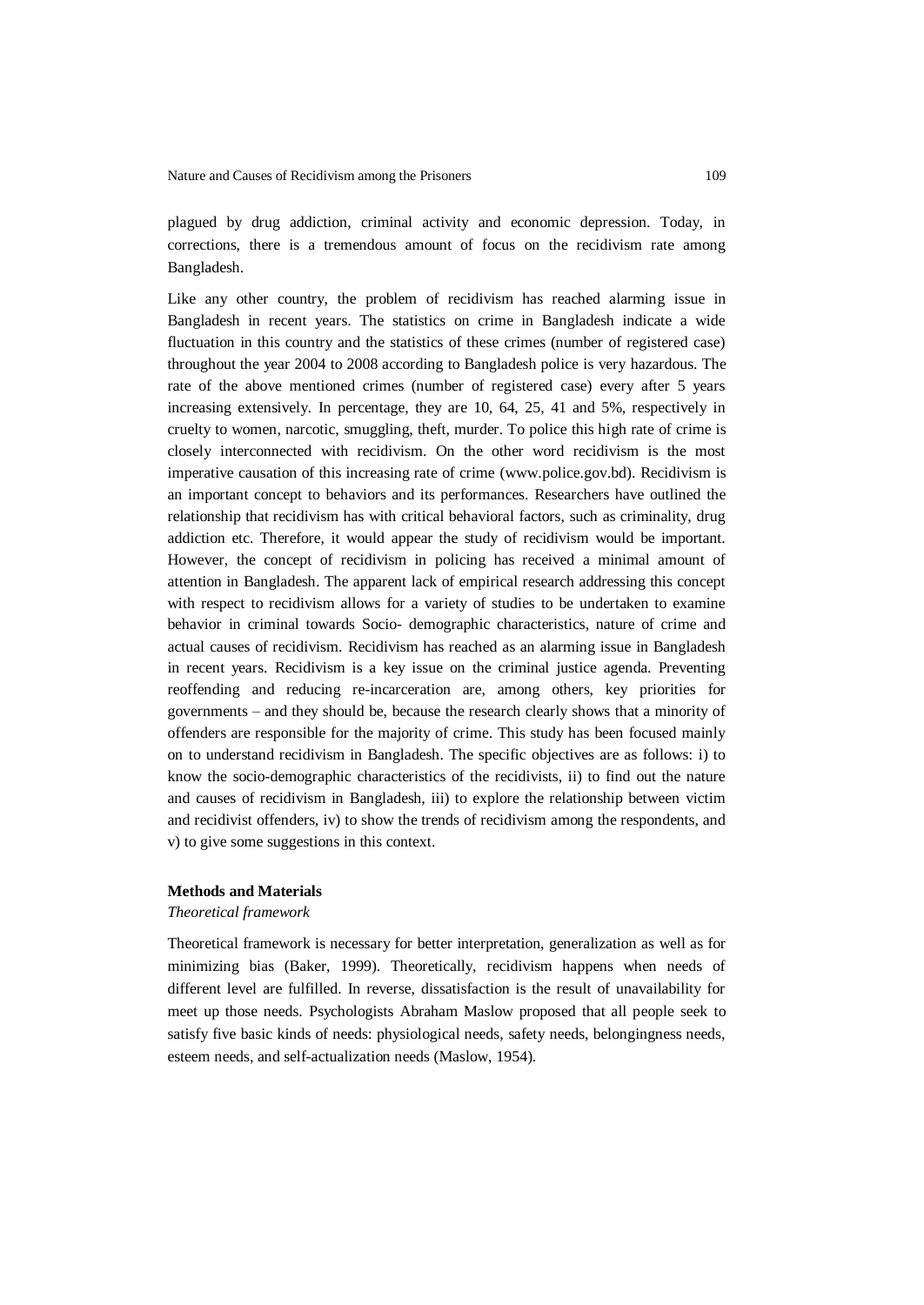plagued by drug addiction, criminal activity and economic depression. Today, in corrections, there is a tremendous amount of focus on the recidivism rate among Bangladesh.

Like any other country, the problem of recidivism has reached alarming issue in Bangladesh in recent years. The statistics on crime in Bangladesh indicate a wide fluctuation in this country and the statistics of these crimes (number of registered case) throughout the year 2004 to 2008 according to Bangladesh police is very hazardous. The rate of the above mentioned crimes (number of registered case) every after 5 years increasing extensively. In percentage, they are 10, 64, 25, 41 and 5%, respectively in cruelty to women, narcotic, smuggling, theft, murder. To police this high rate of crime is closely interconnected with recidivism. On the other word recidivism is the most imperative causation of this increasing rate of crime (www.police.gov.bd). Recidivism is an important concept to behaviors and its performances. Researchers have outlined the relationship that recidivism has with critical behavioral factors, such as criminality, drug addiction etc. Therefore, it would appear the study of recidivism would be important. However, the concept of recidivism in policing has received a minimal amount of attention in Bangladesh. The apparent lack of empirical research addressing this concept with respect to recidivism allows for a variety of studies to be undertaken to examine behavior in criminal towards Socio- demographic characteristics, nature of crime and actual causes of recidivism. Recidivism has reached as an alarming issue in Bangladesh in recent years. Recidivism is a key issue on the criminal justice agenda. Preventing reoffending and reducing re-incarceration are, among others, key priorities for governments – and they should be, because the research clearly shows that a minority of offenders are responsible for the majority of crime. This study has been focused mainly on to understand recidivism in Bangladesh. The specific objectives are as follows: i) to know the socio-demographic characteristics of the recidivists, ii) to find out the nature and causes of recidivism in Bangladesh, iii) to explore the relationship between victim and recidivist offenders, iv) to show the trends of recidivism among the respondents, and v) to give some suggestions in this context.

## Methods and Materials

### *Theoretical framework*

Theoretical framework is necessary for better interpretation, generalization as well as for minimizing bias (Baker, 1999). Theoretically, recidivism happens when needs of different level are fulfilled. In reverse, dissatisfaction is the result of unavailability for meet up those needs. Psychologists Abraham Maslow proposed that all people seek to satisfy five basic kinds of needs: physiological needs, safety needs, belongingness needs, esteem needs, and self-actualization needs (Maslow, 1954).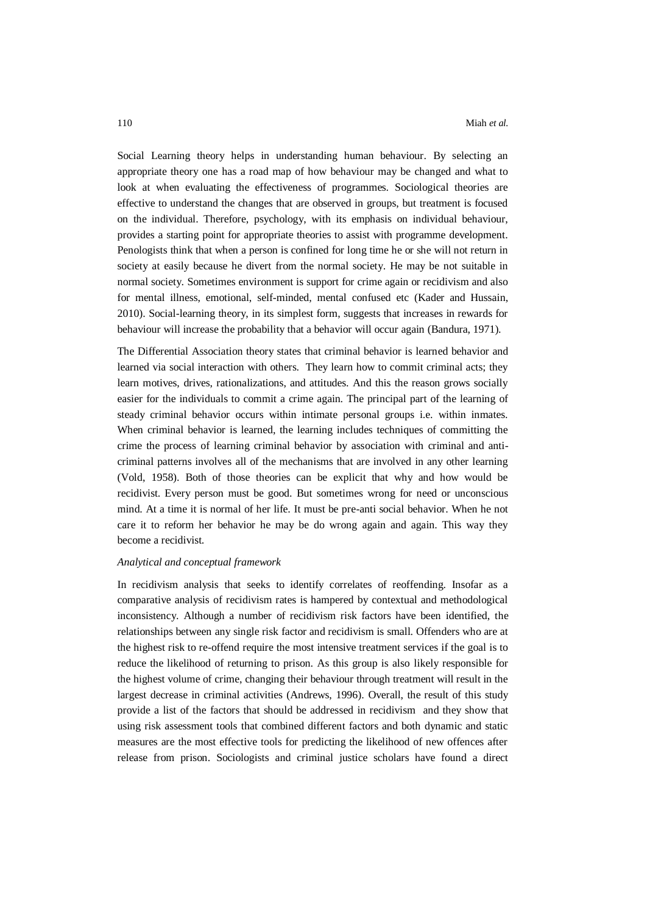Social Learning theory helps in understanding human behaviour. By selecting an appropriate theory one has a road map of how behaviour may be changed and what to look at when evaluating the effectiveness of programmes. Sociological theories are effective to understand the changes that are observed in groups, but treatment is focused on the individual. Therefore, psychology, with its emphasis on individual behaviour, provides a starting point for appropriate theories to assist with programme development. Penologists think that when a person is confined for long time he or she will not return in society at easily because he divert from the normal society. He may be not suitable in normal society. Sometimes environment is support for crime again or recidivism and also for mental illness, emotional, self-minded, mental confused etc (Kader and Hussain, 2010). Social-learning theory, in its simplest form, suggests that increases in rewards for behaviour will increase the probability that a behavior will occur again (Bandura, 1971).

The Differential Association theory states that criminal behavior is learned behavior and learned via social interaction with others. They learn how to commit criminal acts; they learn motives, drives, rationalizations, and attitudes. And this the reason grows socially easier for the individuals to commit a crime again. The principal part of the learning of steady criminal behavior occurs within intimate personal groups i.e. within inmates. When criminal behavior is learned, the learning includes techniques of committing the crime the process of learning criminal behavior by association with criminal and anti-criminal patterns involves all of the mechanisms that are involved in any other learning (Vold, 1958). Both of those theories can be explicit that why and how would be recidivist. Every person must be good. But sometimes wrong for need or unconscious mind. At a time it is normal of her life. It must be pre-anti social behavior. When he not care it to reform her behavior he may be do wrong again and again. This way they become a recidivist.

*Analytical and conceptual framework*

In recidivism analysis that seeks to identify correlates of reoffending. Insofar as a comparative analysis of recidivism rates is hampered by contextual and methodological inconsistency. Although a number of recidivism risk factors have been identified, the relationships between any single risk factor and recidivism is small. Offenders who are at the highest risk to re-offend require the most intensive treatment services if the goal is to reduce the likelihood of returning to prison. As this group is also likely responsible for the highest volume of crime, changing their behaviour through treatment will result in the largest decrease in criminal activities (Andrews, 1996). Overall, the result of this study provide a list of the factors that should be addressed in recidivism and they show that using risk assessment tools that combined different factors and both dynamic and static measures are the most effective tools for predicting the likelihood of new offences after release from prison. Sociologists and criminal justice scholars have found a direct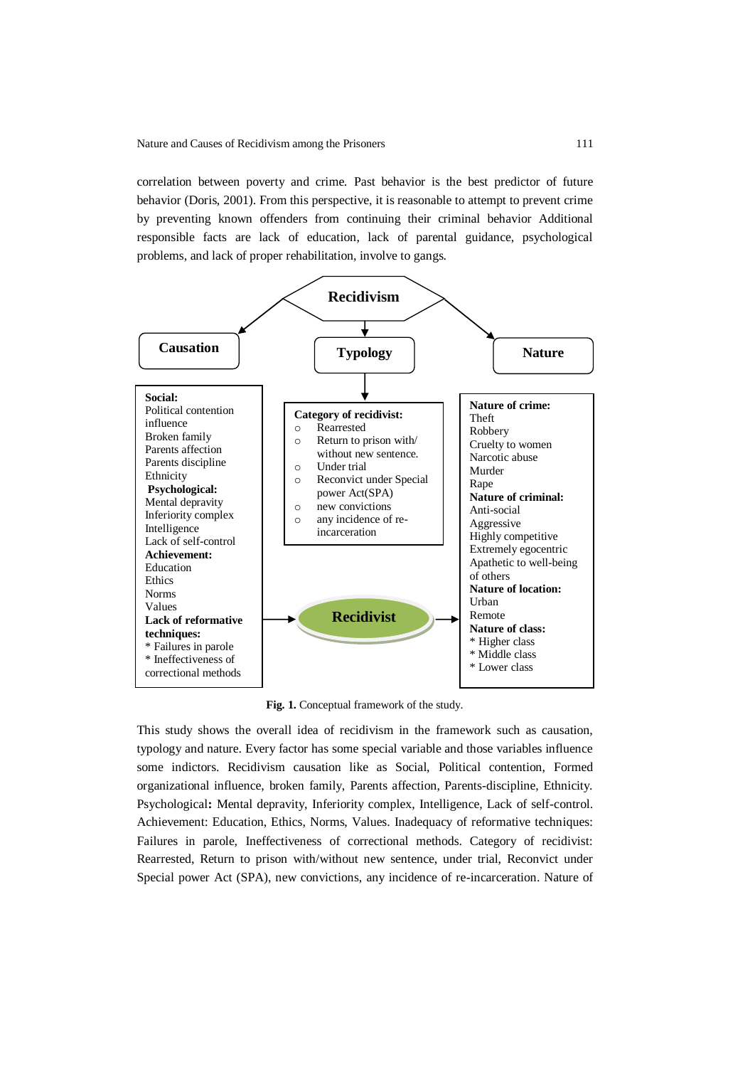correlation between poverty and crime. Past behavior is the best predictor of future behavior (Doris, 2001). From this perspective, it is reasonable to attempt to prevent crime by preventing known offenders from continuing their criminal behavior Additional responsible facts are lack of education, lack of parental guidance, psychological problems, and lack of proper rehabilitation, involve to gangs.

**Recidivism**

**Causation** | **Typology** | **Nature**

**Social:**
Political contention influence
Broken family
Parents affection
Parents discipline
Ethnicity
**Psychological:**
Mental depravity
Inferiority complex
Intelligence
Lack of self-control
**Achievement:**
Education
Ethics
Norms
Values
**Lack of reformative techniques:**
* Failures in parole
* Ineffectiveness of correctional methods

**Category of recidivist:**
- Rearrested
- Return to prison with/ without new sentence.
- Under trial
- Reconvict under Special power Act(SPA)
- new convictions
- any incidence of re-incarceration

**Recidivist**

**Nature of crime:**
Theft
Robbery
Cruelty to women
Narcotic abuse
Murder
Rape
**Nature of criminal:**
Anti-social
Aggressive
Highly competitive
Extremely egocentric
Apathetic to well-being of others
**Nature of location:**
Urban
Remote
**Nature of class:**
* Higher class
* Middle class
* Lower class

**Fig. 1.** Conceptual framework of the study.

This study shows the overall idea of recidivism in the framework such as causation, typology and nature. Every factor has some special variable and those variables influence some indictors. Recidivism causation like as Social, Political contention, Formed organizational influence, broken family, Parents affection, Parents-discipline, Ethnicity. Psychological**:** Mental depravity, Inferiority complex, Intelligence, Lack of self-control. Achievement: Education, Ethics, Norms, Values. Inadequacy of reformative techniques: Failures in parole, Ineffectiveness of correctional methods. Category of recidivist: Rearrested, Return to prison with/without new sentence, under trial, Reconvict under Special power Act (SPA), new convictions, any incidence of re-incarceration. Nature of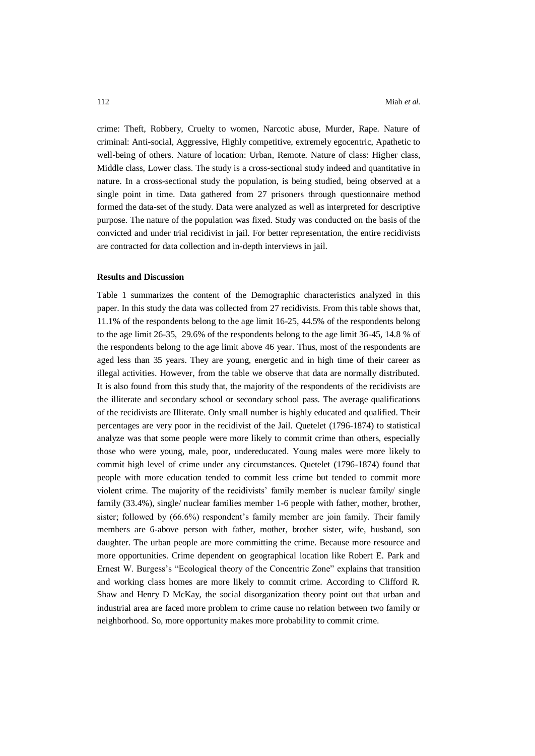crime: Theft, Robbery, Cruelty to women, Narcotic abuse, Murder, Rape. Nature of criminal: Anti-social, Aggressive, Highly competitive, extremely egocentric, Apathetic to well-being of others. Nature of location: Urban, Remote. Nature of class: Higher class, Middle class, Lower class. The study is a cross-sectional study indeed and quantitative in nature. In a cross-sectional study the population, is being studied, being observed at a single point in time. Data gathered from 27 prisoners through questionnaire method formed the data-set of the study. Data were analyzed as well as interpreted for descriptive purpose. The nature of the population was fixed. Study was conducted on the basis of the convicted and under trial recidivist in jail. For better representation, the entire recidivists are contracted for data collection and in-depth interviews in jail.

**Results and Discussion**

Table 1 summarizes the content of the Demographic characteristics analyzed in this paper. In this study the data was collected from 27 recidivists. From this table shows that, 11.1% of the respondents belong to the age limit 16-25, 44.5% of the respondents belong to the age limit 26-35, 29.6% of the respondents belong to the age limit 36-45, 14.8 % of the respondents belong to the age limit above 46 year. Thus, most of the respondents are aged less than 35 years. They are young, energetic and in high time of their career as illegal activities. However, from the table we observe that data are normally distributed. It is also found from this study that, the majority of the respondents of the recidivists are the illiterate and secondary school or secondary school pass. The average qualifications of the recidivists are Illiterate. Only small number is highly educated and qualified. Their percentages are very poor in the recidivist of the Jail. Quetelet (1796-1874) to statistical analyze was that some people were more likely to commit crime than others, especially those who were young, male, poor, undereducated. Young males were more likely to commit high level of crime under any circumstances. Quetelet (1796-1874) found that people with more education tended to commit less crime but tended to commit more violent crime. The majority of the recidivists' family member is nuclear family/ single family (33.4%), single/ nuclear families member 1-6 people with father, mother, brother, sister; followed by (66.6%) respondent's family member are join family. Their family members are 6-above person with father, mother, brother sister, wife, husband, son daughter. The urban people are more committing the crime. Because more resource and more opportunities. Crime dependent on geographical location like Robert E. Park and Ernest W. Burgess's "Ecological theory of the Concentric Zone" explains that transition and working class homes are more likely to commit crime. According to Clifford R. Shaw and Henry D McKay, the social disorganization theory point out that urban and industrial area are faced more problem to crime cause no relation between two family or neighborhood. So, more opportunity makes more probability to commit crime.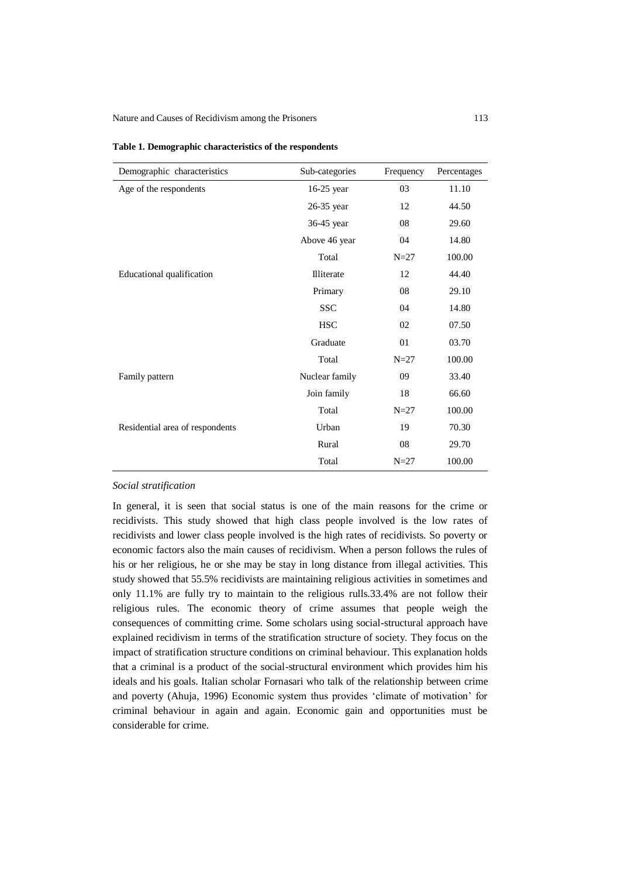**Table 1. Demographic characteristics of the respondents**

| Demographic characteristics | Sub-categories | Frequency | Percentages |
|---|---|---|---|
| Age of the respondents | 16-25 year | 03 | 11.10 |
| | 26-35 year | 12 | 44.50 |
| | 36-45 year | 08 | 29.60 |
| | Above 46 year | 04 | 14.80 |
| | Total | N=27 | 100.00 |
| Educational qualification | Illiterate | 12 | 44.40 |
| | Primary | 08 | 29.10 |
| | SSC | 04 | 14.80 |
| | HSC | 02 | 07.50 |
| | Graduate | 01 | 03.70 |
| | Total | N=27 | 100.00 |
| Family pattern | Nuclear family | 09 | 33.40 |
| | Join family | 18 | 66.60 |
| | Total | N=27 | 100.00 |
| Residential area of respondents | Urban | 19 | 70.30 |
| | Rural | 08 | 29.70 |
| | Total | N=27 | 100.00 |

*Social stratification*

In general, it is seen that social status is one of the main reasons for the crime or recidivists. This study showed that high class people involved is the low rates of recidivists and lower class people involved is the high rates of recidivists. So poverty or economic factors also the main causes of recidivism. When a person follows the rules of his or her religious, he or she may be stay in long distance from illegal activities. This study showed that 55.5% recidivists are maintaining religious activities in sometimes and only 11.1% are fully try to maintain to the religious rulls.33.4% are not follow their religious rules. The economic theory of crime assumes that people weigh the consequences of committing crime. Some scholars using social-structural approach have explained recidivism in terms of the stratification structure of society. They focus on the impact of stratification structure conditions on criminal behaviour. This explanation holds that a criminal is a product of the social-structural environment which provides him his ideals and his goals. Italian scholar Fornasari who talk of the relationship between crime and poverty (Ahuja, 1996) Economic system thus provides 'climate of motivation' for criminal behaviour in again and again. Economic gain and opportunities must be considerable for crime.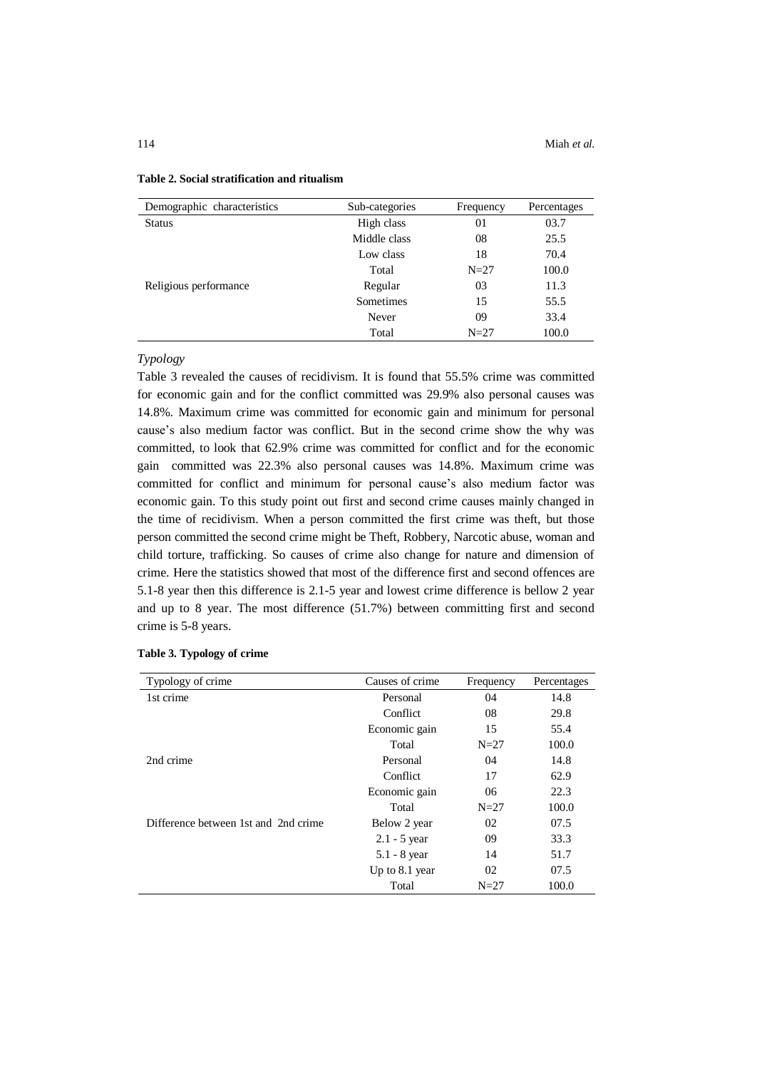**Table 2. Social stratification and ritualism**

| Demographic characteristics | Sub-categories | Frequency | Percentages |
|---|---|---|---|
| Status | High class | 01 | 03.7 |
| | Middle class | 08 | 25.5 |
| | Low class | 18 | 70.4 |
| | Total | N=27 | 100.0 |
| Religious performance | Regular | 03 | 11.3 |
| | Sometimes | 15 | 55.5 |
| | Never | 09 | 33.4 |
| | Total | N=27 | 100.0 |

*Typology*

Table 3 revealed the causes of recidivism. It is found that 55.5% crime was committed for economic gain and for the conflict committed was 29.9% also personal causes was 14.8%. Maximum crime was committed for economic gain and minimum for personal cause's also medium factor was conflict. But in the second crime show the why was committed, to look that 62.9% crime was committed for conflict and for the economic gain committed was 22.3% also personal causes was 14.8%. Maximum crime was committed for conflict and minimum for personal cause's also medium factor was economic gain. To this study point out first and second crime causes mainly changed in the time of recidivism. When a person committed the first crime was theft, but those person committed the second crime might be Theft, Robbery, Narcotic abuse, woman and child torture, trafficking. So causes of crime also change for nature and dimension of crime. Here the statistics showed that most of the difference first and second offences are 5.1-8 year then this difference is 2.1-5 year and lowest crime difference is bellow 2 year and up to 8 year. The most difference (51.7%) between committing first and second crime is 5-8 years.

**Table 3. Typology of crime**

| Typology of crime | Causes of crime | Frequency | Percentages |
|---|---|---|---|
| 1st crime | Personal | 04 | 14.8 |
| | Conflict | 08 | 29.8 |
| | Economic gain | 15 | 55.4 |
| | Total | N=27 | 100.0 |
| 2nd crime | Personal | 04 | 14.8 |
| | Conflict | 17 | 62.9 |
| | Economic gain | 06 | 22.3 |
| | Total | N=27 | 100.0 |
| Difference between 1st and 2nd crime | Below 2 year | 02 | 07.5 |
| | 2.1 - 5 year | 09 | 33.3 |
| | 5.1 - 8 year | 14 | 51.7 |
| | Up to 8.1 year | 02 | 07.5 |
| | Total | N=27 | 100.0 |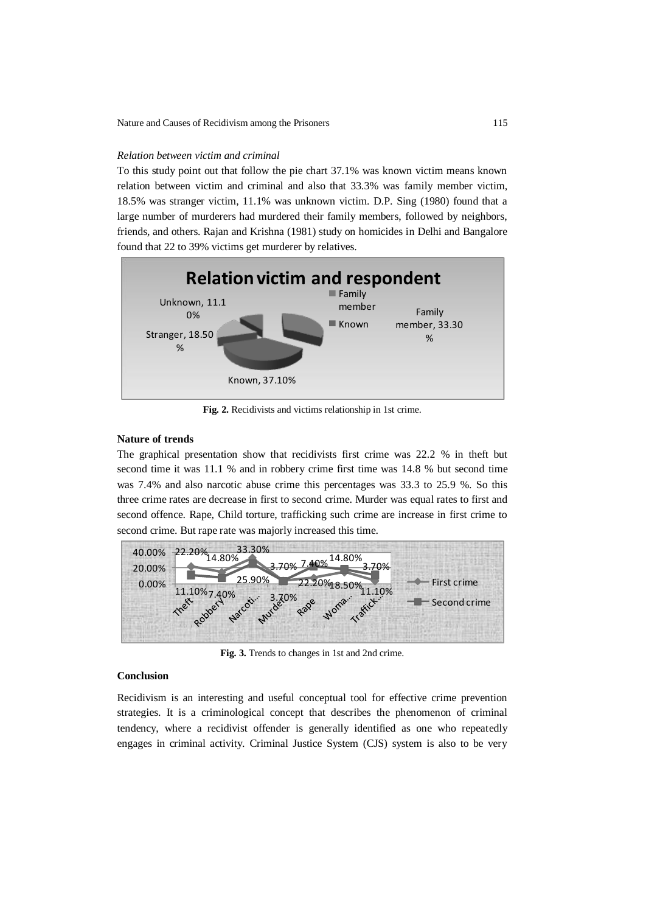*Relation between victim and criminal*

To this study point out that follow the pie chart 37.1% was known victim means known relation between victim and criminal and also that 33.3% was family member victim, 18.5% was stranger victim, 11.1% was unknown victim. D.P. Sing (1980) found that a large number of murderers had murdered their family members, followed by neighbors, friends, and others. Rajan and Krishna (1981) study on homicides in Delhi and Bangalore found that 22 to 39% victims get murderer by relatives.

**Fig. 2.** Recidivists and victims relationship in 1st crime.

### Nature of trends

The graphical presentation show that recidivists first crime was 22.2 % in theft but second time it was 11.1 % and in robbery crime first time was 14.8 % but second time was 7.4% and also narcotic abuse crime this percentages was 33.3 to 25.9 %. So this three crime rates are decrease in first to second crime. Murder was equal rates to first and second offence. Rape, Child torture, trafficking such crime are increase in first crime to second crime. But rape rate was majorly increased this time.

**Fig. 3.** Trends to changes in 1st and 2nd crime.

### Conclusion

Recidivism is an interesting and useful conceptual tool for effective crime prevention strategies. It is a criminological concept that describes the phenomenon of criminal tendency, where a recidivist offender is generally identified as one who repeatedly engages in criminal activity. Criminal Justice System (CJS) system is also to be very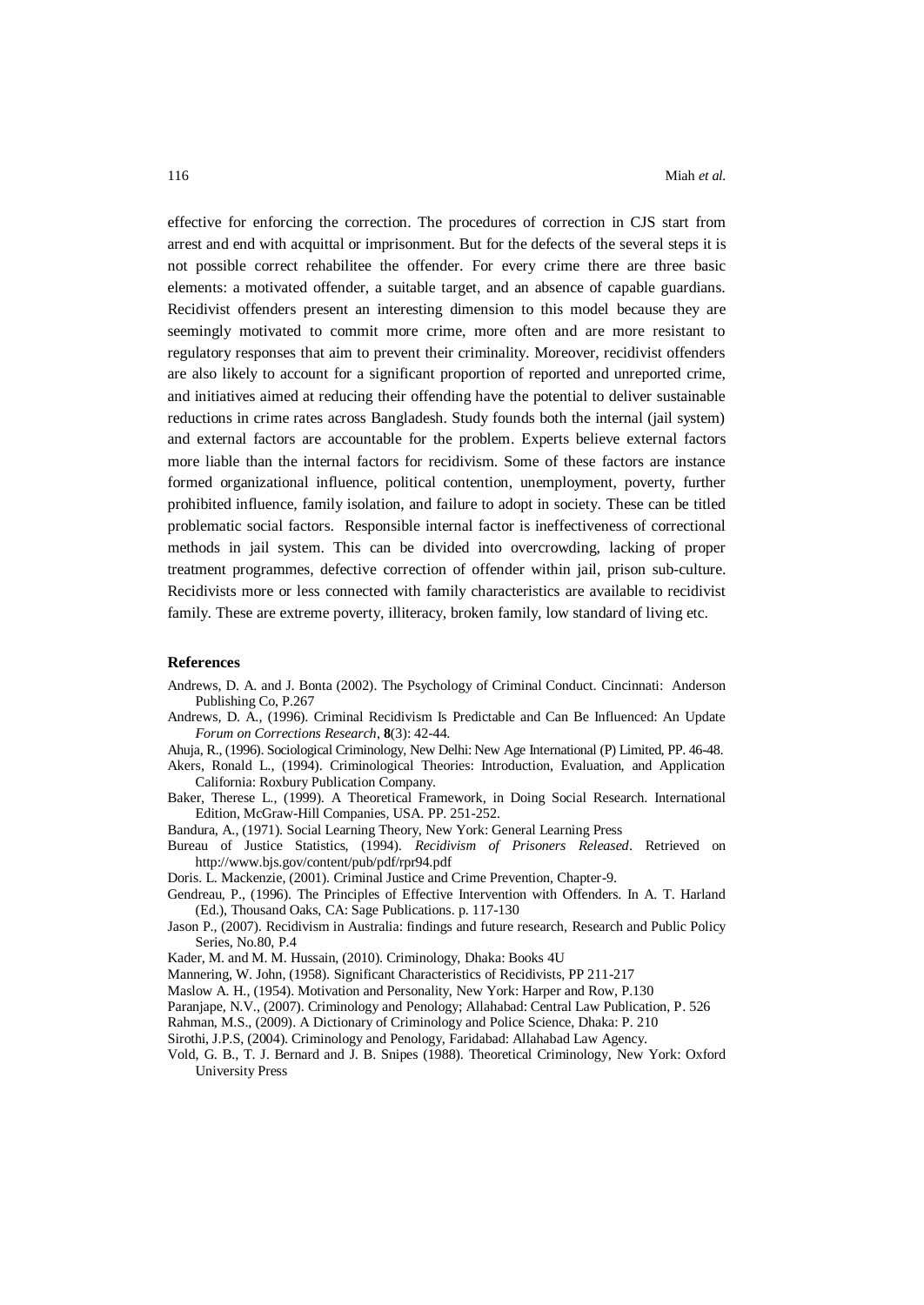effective for enforcing the correction. The procedures of correction in CJS start from arrest and end with acquittal or imprisonment. But for the defects of the several steps it is not possible correct rehabilitee the offender. For every crime there are three basic elements: a motivated offender, a suitable target, and an absence of capable guardians. Recidivist offenders present an interesting dimension to this model because they are seemingly motivated to commit more crime, more often and are more resistant to regulatory responses that aim to prevent their criminality. Moreover, recidivist offenders are also likely to account for a significant proportion of reported and unreported crime, and initiatives aimed at reducing their offending have the potential to deliver sustainable reductions in crime rates across Bangladesh. Study founds both the internal (jail system) and external factors are accountable for the problem. Experts believe external factors more liable than the internal factors for recidivism. Some of these factors are instance formed organizational influence, political contention, unemployment, poverty, further prohibited influence, family isolation, and failure to adopt in society. These can be titled problematic social factors. Responsible internal factor is ineffectiveness of correctional methods in jail system. This can be divided into overcrowding, lacking of proper treatment programmes, defective correction of offender within jail, prison sub-culture. Recidivists more or less connected with family characteristics are available to recidivist family. These are extreme poverty, illiteracy, broken family, low standard of living etc.

## References

Andrews, D. A. and J. Bonta (2002). The Psychology of Criminal Conduct. Cincinnati: Anderson Publishing Co, P.267

Andrews, D. A., (1996). Criminal Recidivism Is Predictable and Can Be Influenced: An Update *Forum on Corrections Research*, **8**(3): 42-44.

Ahuja, R., (1996). Sociological Criminology, New Delhi: New Age International (P) Limited, PP. 46-48.

Akers, Ronald L., (1994). Criminological Theories: Introduction, Evaluation, and Application California: Roxbury Publication Company.

Baker, Therese L., (1999). A Theoretical Framework, in Doing Social Research. International Edition, McGraw-Hill Companies, USA. PP. 251-252.

Bandura, A., (1971). Social Learning Theory, New York: General Learning Press

Bureau of Justice Statistics, (1994). *Recidivism of Prisoners Released*. Retrieved on http://www.bjs.gov/content/pub/pdf/rpr94.pdf

Doris. L. Mackenzie, (2001). Criminal Justice and Crime Prevention, Chapter-9.

Gendreau, P., (1996). The Principles of Effective Intervention with Offenders. In A. T. Harland (Ed.), Thousand Oaks, CA: Sage Publications. p. 117-130

Jason P., (2007). Recidivism in Australia: findings and future research, Research and Public Policy Series, No.80, P.4

Kader, M. and M. M. Hussain, (2010). Criminology, Dhaka: Books 4U

Mannering, W. John, (1958). Significant Characteristics of Recidivists, PP 211-217

Maslow A. H., (1954). Motivation and Personality, New York: Harper and Row, P.130

Paranjape, N.V., (2007). Criminology and Penology; Allahabad: Central Law Publication, P. 526

Rahman, M.S., (2009). A Dictionary of Criminology and Police Science, Dhaka: P. 210

Sirothi, J.P.S, (2004). Criminology and Penology, Faridabad: Allahabad Law Agency.

Vold, G. B., T. J. Bernard and J. B. Snipes (1988). Theoretical Criminology, New York: Oxford University Press